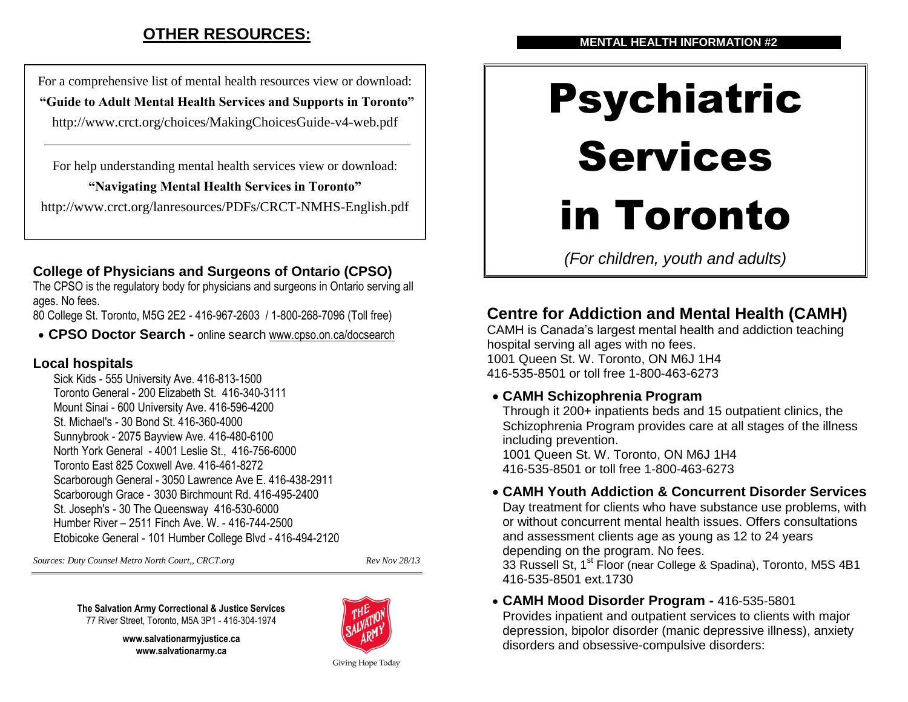## OTHER RESOURCES:

For a comprehensive list of mental health resources view or download:

**"Guide to Adult Mental Health Services and Supports in Toronto"**

http://www.crct.org/choices/MakingChoicesGuide-v4-web.pdf

For help understanding mental health services view or download:

**"Navigating Mental Health Services in Toronto"**

http://www.crct.org/lanresources/PDFs/CRCT-NMHS-English.pdf

### College of Physicians and Surgeons of Ontario (CPSO)

The CPSO is the regulatory body for physicians and surgeons in Ontario serving all ages. No fees.

80 College St. Toronto, M5G 2E2 - 416-967-2603 / 1-800-268-7096 (Toll free)

- **CPSO Doctor Search -** online search www.cpso.on.ca/docsearch

### Local hospitals

Sick Kids - 555 University Ave. 416-813-1500
Toronto General - 200 Elizabeth St. 416-340-3111
Mount Sinai - 600 University Ave. 416-596-4200
St. Michael's - 30 Bond St. 416-360-4000
Sunnybrook - 2075 Bayview Ave. 416-480-6100
North York General - 4001 Leslie St., 416-756-6000
Toronto East 825 Coxwell Ave. 416-461-8272
Scarborough General - 3050 Lawrence Ave E. 416-438-2911
Scarborough Grace - 3030 Birchmount Rd. 416-495-2400
St. Joseph's - 30 The Queensway 416-530-6000
Humber River – 2511 Finch Ave. W. - 416-744-2500
Etobicoke General - 101 Humber College Blvd - 416-494-2120

*Sources: Duty Counsel Metro North Court,, CRCT.org* *Rev Nov 28/13*

**The Salvation Army Correctional & Justice Services**
77 River Street, Toronto, M5A 3P1 - 416-304-1974

**www.salvationarmyjustice.ca**
**www.salvationarmy.ca**

THE SALVATION ARMY
Giving Hope Today

**MENTAL HEALTH INFORMATION #2**

# Psychiatric Services in Toronto

*(For children, youth and adults)*

## Centre for Addiction and Mental Health (CAMH)

CAMH is Canada's largest mental health and addiction teaching hospital serving all ages with no fees.
1001 Queen St. W. Toronto, ON M6J 1H4
416-535-8501 or toll free 1-800-463-6273

- **CAMH Schizophrenia Program**
  Through it 200+ inpatients beds and 15 outpatient clinics, the Schizophrenia Program provides care at all stages of the illness including prevention.
  1001 Queen St. W. Toronto, ON M6J 1H4
  416-535-8501 or toll free 1-800-463-6273

- **CAMH Youth Addiction & Concurrent Disorder Services**
  Day treatment for clients who have substance use problems, with or without concurrent mental health issues. Offers consultations and assessment clients age as young as 12 to 24 years depending on the program. No fees.
  33 Russell St, 1st Floor (near College & Spadina), Toronto, M5S 4B1
  416-535-8501 ext.1730

- **CAMH Mood Disorder Program -** 416-535-5801
  Provides inpatient and outpatient services to clients with major depression, bipolor disorder (manic depressive illness), anxiety disorders and obsessive-compulsive disorders: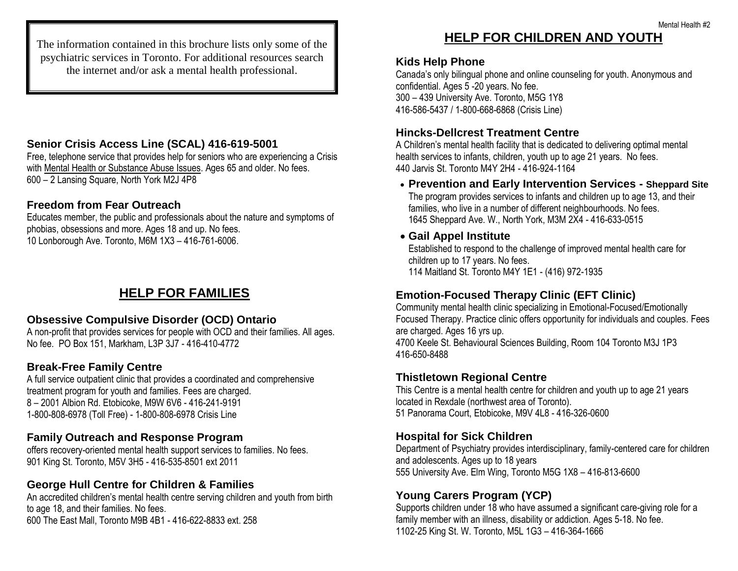The information contained in this brochure lists only some of the psychiatric services in Toronto. For additional resources search the internet and/or ask a mental health professional.

### Senior Crisis Access Line (SCAL) 416-619-5001

Free, telephone service that provides help for seniors who are experiencing a Crisis with Mental Health or Substance Abuse Issues. Ages 65 and older. No fees.
600 – 2 Lansing Square, North York M2J 4P8

### Freedom from Fear Outreach

Educates member, the public and professionals about the nature and symptoms of phobias, obsessions and more. Ages 18 and up. No fees.
10 Lonborough Ave. Toronto, M6M 1X3 – 416-761-6006.

## HELP FOR FAMILIES

### Obsessive Compulsive Disorder (OCD) Ontario

A non-profit that provides services for people with OCD and their families. All ages. No fee. PO Box 151, Markham, L3P 3J7 - 416-410-4772

### Break-Free Family Centre

A full service outpatient clinic that provides a coordinated and comprehensive treatment program for youth and families. Fees are charged.
8 – 2001 Albion Rd. Etobicoke, M9W 6V6 - 416-241-9191
1-800-808-6978 (Toll Free) - 1-800-808-6978 Crisis Line

### Family Outreach and Response Program

offers recovery-oriented mental health support services to families. No fees.
901 King St. Toronto, M5V 3H5 - 416-535-8501 ext 2011

### George Hull Centre for Children & Families

An accredited children's mental health centre serving children and youth from birth to age 18, and their families. No fees.
600 The East Mall, Toronto M9B 4B1 - 416-622-8833 ext. 258

## HELP FOR CHILDREN AND YOUTH

### Kids Help Phone

Canada's only bilingual phone and online counseling for youth. Anonymous and confidential. Ages 5 -20 years. No fee.
300 – 439 University Ave. Toronto, M5G 1Y8
416-586-5437 / 1-800-668-6868 (Crisis Line)

### Hincks-Dellcrest Treatment Centre

A Children's mental health facility that is dedicated to delivering optimal mental health services to infants, children, youth up to age 21 years. No fees.
440 Jarvis St. Toronto M4Y 2H4 - 416-924-1164

- **Prevention and Early Intervention Services - Sheppard Site**
  The program provides services to infants and children up to age 13, and their families, who live in a number of different neighbourhoods. No fees.
  1645 Sheppard Ave. W., North York, M3M 2X4 - 416-633-0515
- **Gail Appel Institute**
  Established to respond to the challenge of improved mental health care for children up to 17 years. No fees.
  114 Maitland St. Toronto M4Y 1E1 - (416) 972-1935

### Emotion-Focused Therapy Clinic (EFT Clinic)

Community mental health clinic specializing in Emotional-Focused/Emotionally Focused Therapy. Practice clinic offers opportunity for individuals and couples. Fees are charged. Ages 16 yrs up.
4700 Keele St. Behavioural Sciences Building, Room 104 Toronto M3J 1P3
416-650-8488

### Thistletown Regional Centre

This Centre is a mental health centre for children and youth up to age 21 years located in Rexdale (northwest area of Toronto).
51 Panorama Court, Etobicoke, M9V 4L8 - 416-326-0600

### Hospital for Sick Children

Department of Psychiatry provides interdisciplinary, family-centered care for children and adolescents. Ages up to 18 years
555 University Ave. Elm Wing, Toronto M5G 1X8 – 416-813-6600

### Young Carers Program (YCP)

Supports children under 18 who have assumed a significant care-giving role for a family member with an illness, disability or addiction. Ages 5-18. No fee.
1102-25 King St. W. Toronto, M5L 1G3 – 416-364-1666